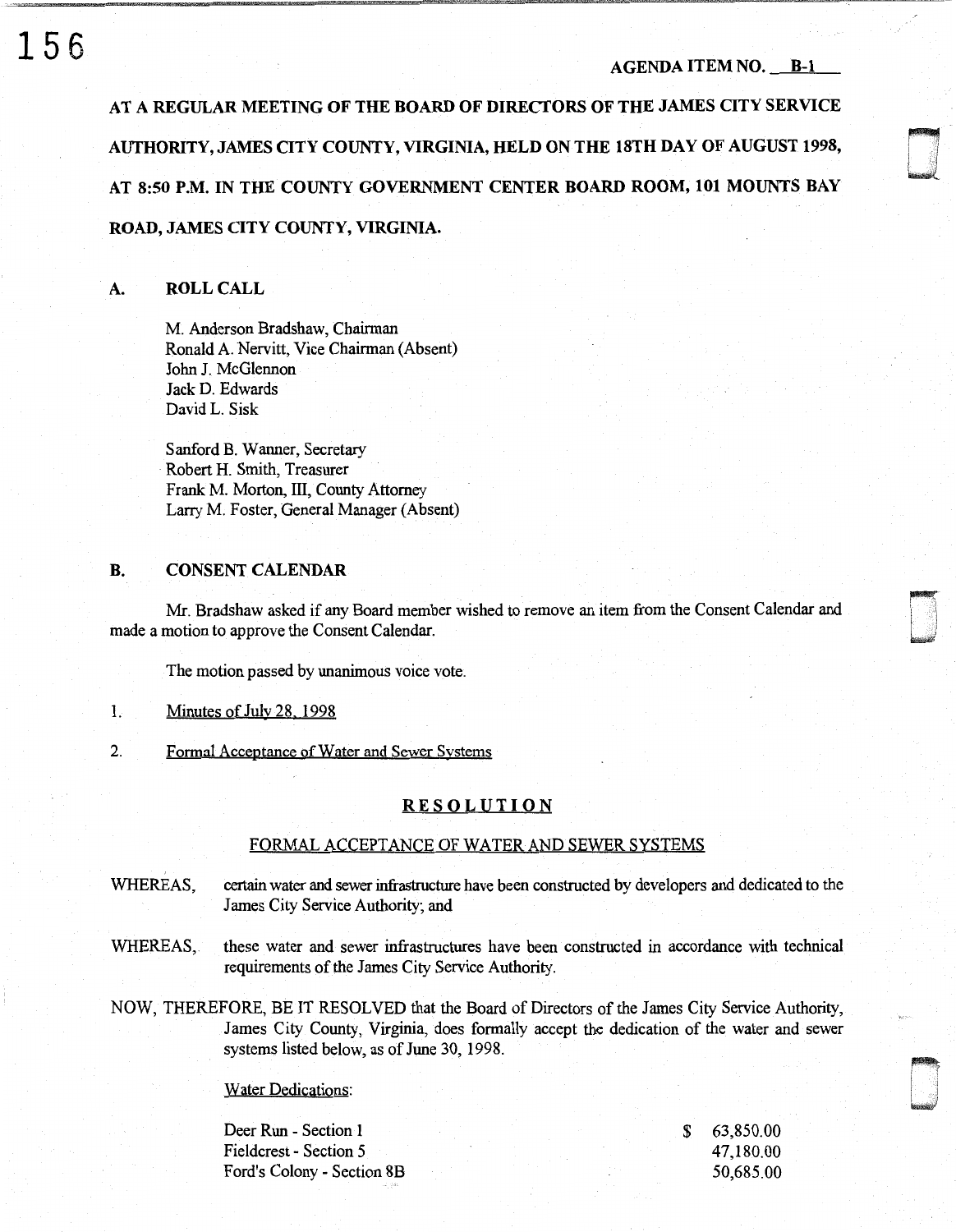AGENDA ITEM NO. B-1

**AT A REGULAR MEETING OF THE BOARD OF DIRECTORS OF THE JAMES CITY SERVICE AUTHORITY, JAMES CITY COUNTY, VIRGINIA, HELD ON THE 18TH DAY OF AUGUST 1998, AT 8:50 P.M. IN THE COUNTY GOVERNMENT CENTER BOARD ROOM, 101 MOUNTS BAY ROAD, JAMES CITY COUNTY, VIRGINIA.**

## A. ROLL CALL

M. Anderson Bradshaw, Chairman
Ronald A. Nervitt, Vice Chairman (Absent)
John J. McGlennon
Jack D. Edwards
David L. Sisk

Sanford B. Wanner, Secretary
Robert H. Smith, Treasurer
Frank M. Morton, III, County Attorney
Larry M. Foster, General Manager (Absent)

## B. CONSENT CALENDAR

Mr. Bradshaw asked if any Board member wished to remove an item from the Consent Calendar and made a motion to approve the Consent Calendar.

The motion passed by unanimous voice vote.

1. Minutes of July 28, 1998

2. Formal Acceptance of Water and Sewer Systems

### RESOLUTION

#### FORMAL ACCEPTANCE OF WATER AND SEWER SYSTEMS

WHEREAS, certain water and sewer infrastructure have been constructed by developers and dedicated to the James City Service Authority; and

WHEREAS, these water and sewer infrastructures have been constructed in accordance with technical requirements of the James City Service Authority.

NOW, THEREFORE, BE IT RESOLVED that the Board of Directors of the James City Service Authority, James City County, Virginia, does formally accept the dedication of the water and sewer systems listed below, as of June 30, 1998.

Water Dedications:

| | |
|---|---|
| Deer Run - Section 1 | $ 63,850.00 |
| Fieldcrest - Section 5 | 47,180.00 |
| Ford's Colony - Section 8B | 50,685.00 |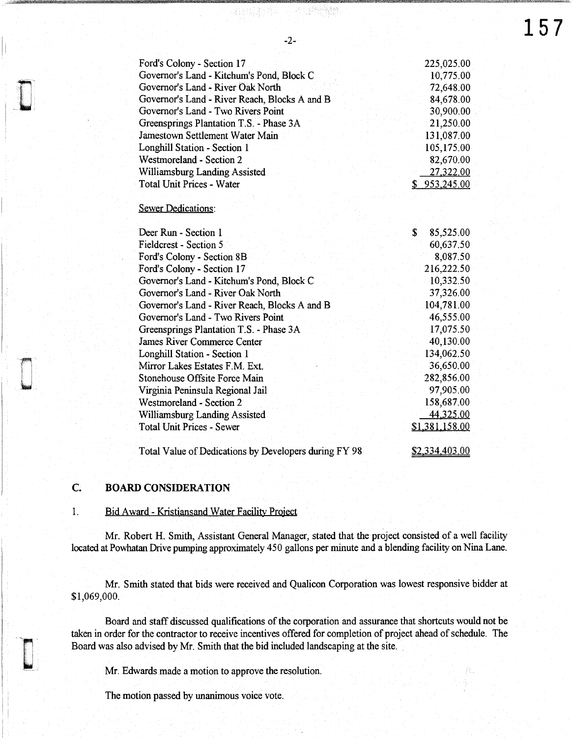| | |
|---|---|
| Ford's Colony - Section 17 | 225,025.00 |
| Governor's Land - Kitchum's Pond, Block C | 10,775.00 |
| Governor's Land - River Oak North | 72,648.00 |
| Governor's Land - River Reach, Blocks A and B | 84,678.00 |
| Governor's Land - Two Rivers Point | 30,900.00 |
| Greensprings Plantation T.S. - Phase 3A | 21,250.00 |
| Jamestown Settlement Water Main | 131,087.00 |
| Longhill Station - Section 1 | 105,175.00 |
| Westmoreland - Section 2 | 82,670.00 |
| Williamsburg Landing Assisted | 27,322.00 |
| Total Unit Prices - Water | $ 953,245.00 |

Sewer Dedications:

| | |
|---|---|
| Deer Run - Section 1 | $ 85,525.00 |
| Fieldcrest - Section 5 | 60,637.50 |
| Ford's Colony - Section 8B | 8,087.50 |
| Ford's Colony - Section 17 | 216,222.50 |
| Governor's Land - Kitchum's Pond, Block C | 10,332.50 |
| Governor's Land - River Oak North | 37,326.00 |
| Governor's Land - River Reach, Blocks A and B | 104,781.00 |
| Governor's Land - Two Rivers Point | 46,555.00 |
| Greensprings Plantation T.S. - Phase 3A | 17,075.50 |
| James River Commerce Center | 40,130.00 |
| Longhill Station - Section 1 | 134,062.50 |
| Mirror Lakes Estates F.M. Ext. | 36,650.00 |
| Stonehouse Offsite Force Main | 282,856.00 |
| Virginia Peninsula Regional Jail | 97,905.00 |
| Westmoreland - Section 2 | 158,687.00 |
| Williamsburg Landing Assisted | 44,325.00 |
| Total Unit Prices - Sewer | $1,381,158.00 |
| | |
| Total Value of Dedications by Developers during FY 98 | $2,334,403.00 |

## C. BOARD CONSIDERATION

1. Bid Award - Kristiansand Water Facility Project

Mr. Robert H. Smith, Assistant General Manager, stated that the project consisted of a well facility located at Powhatan Drive pumping approximately 450 gallons per minute and a blending facility on Nina Lane.

Mr. Smith stated that bids were received and Qualicon Corporation was lowest responsive bidder at $1,069,000.

Board and staff discussed qualifications of the corporation and assurance that shortcuts would not be taken in order for the contractor to receive incentives offered for completion of project ahead of schedule. The Board was also advised by Mr. Smith that the bid included landscaping at the site.

Mr. Edwards made a motion to approve the resolution.

The motion passed by unanimous voice vote.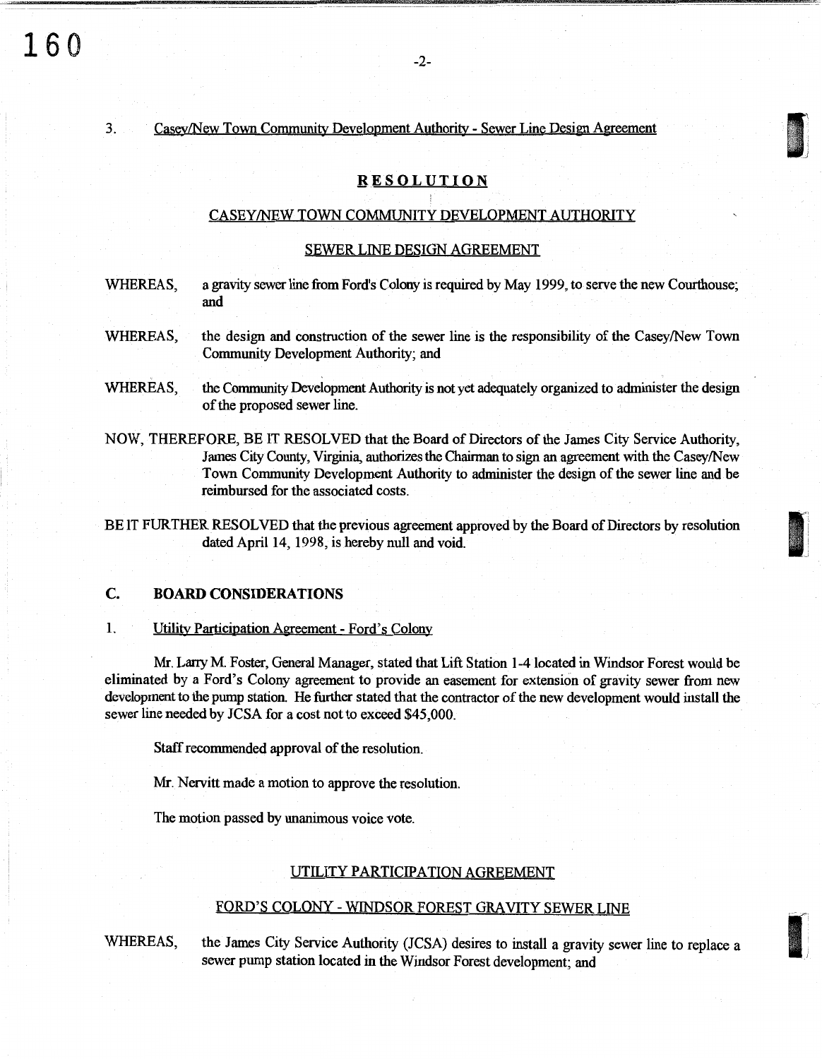3. Casey/New Town Community Development Authority - Sewer Line Design Agreement

## RESOLUTION

### CASEY/NEW TOWN COMMUNITY DEVELOPMENT AUTHORITY

### SEWER LINE DESIGN AGREEMENT

WHEREAS, a gravity sewer line from Ford's Colony is required by May 1999, to serve the new Courthouse; and

WHEREAS, the design and construction of the sewer line is the responsibility of the Casey/New Town Community Development Authority; and

WHEREAS, the Community Development Authority is not yet adequately organized to administer the design of the proposed sewer line.

NOW, THEREFORE, BE IT RESOLVED that the Board of Directors of the James City Service Authority, James City County, Virginia, authorizes the Chairman to sign an agreement with the Casey/New Town Community Development Authority to administer the design of the sewer line and be reimbursed for the associated costs.

BE IT FURTHER RESOLVED that the previous agreement approved by the Board of Directors by resolution dated April 14, 1998, is hereby null and void.

## C. BOARD CONSIDERATIONS

1. Utility Participation Agreement - Ford's Colony

Mr. Larry M. Foster, General Manager, stated that Lift Station 1-4 located in Windsor Forest would be eliminated by a Ford's Colony agreement to provide an easement for extension of gravity sewer from new development to the pump station. He further stated that the contractor of the new development would install the sewer line needed by JCSA for a cost not to exceed $45,000.

Staff recommended approval of the resolution.

Mr. Nervitt made a motion to approve the resolution.

The motion passed by unanimous voice vote.

### UTILITY PARTICIPATION AGREEMENT

### FORD'S COLONY - WINDSOR FOREST GRAVITY SEWER LINE

WHEREAS, the James City Service Authority (JCSA) desires to install a gravity sewer line to replace a sewer pump station located in the Windsor Forest development; and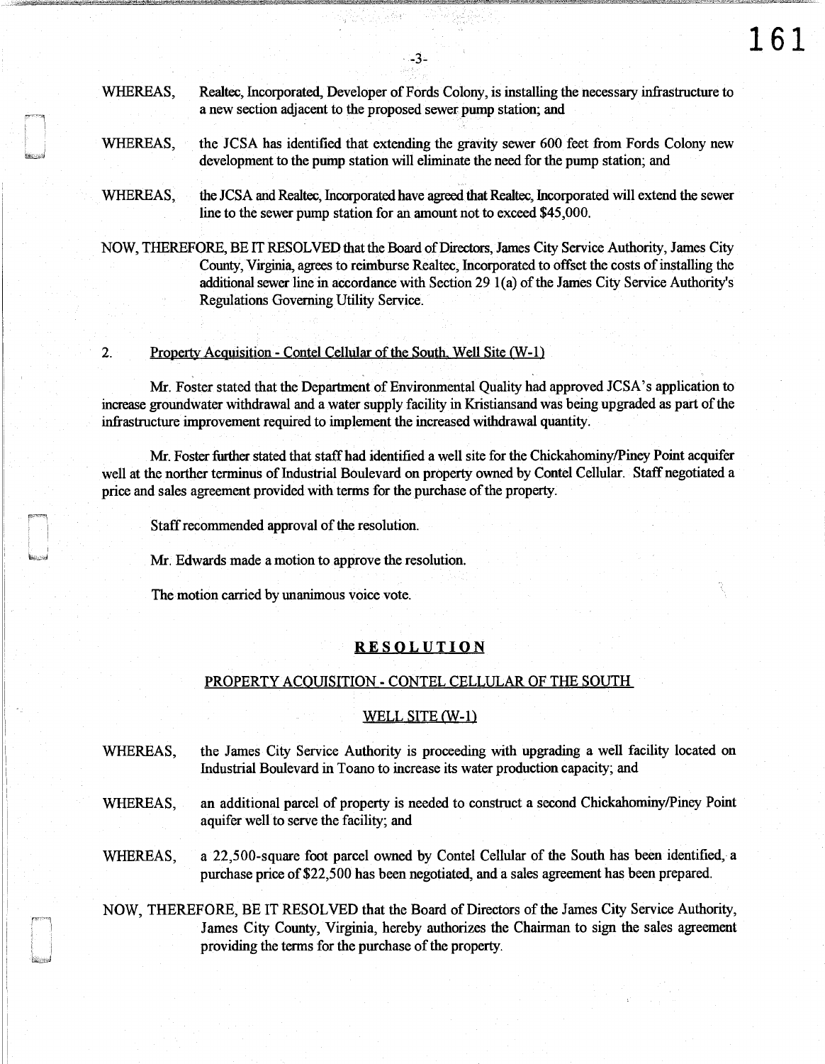WHEREAS, Realtec, Incorporated, Developer of Fords Colony, is installing the necessary infrastructure to a new section adjacent to the proposed sewer pump station; and

WHEREAS, the JCSA has identified that extending the gravity sewer 600 feet from Fords Colony new development to the pump station will eliminate the need for the pump station; and

WHEREAS, the JCSA and Realtec, Incorporated have agreed that Realtec, Incorporated will extend the sewer line to the sewer pump station for an amount not to exceed $45,000.

NOW, THEREFORE, BE IT RESOLVED that the Board of Directors, James City Service Authority, James City County, Virginia, agrees to reimburse Realtec, Incorporated to offset the costs of installing the additional sewer line in accordance with Section 29 1(a) of the James City Service Authority's Regulations Governing Utility Service.

2. Property Acquisition - Contel Cellular of the South, Well Site (W-1)

Mr. Foster stated that the Department of Environmental Quality had approved JCSA's application to increase groundwater withdrawal and a water supply facility in Kristiansand was being upgraded as part of the infrastructure improvement required to implement the increased withdrawal quantity.

Mr. Foster further stated that staff had identified a well site for the Chickahominy/Piney Point acquifer well at the norther terminus of Industrial Boulevard on property owned by Contel Cellular. Staff negotiated a price and sales agreement provided with terms for the purchase of the property.

Staff recommended approval of the resolution.

Mr. Edwards made a motion to approve the resolution.

The motion carried by unanimous voice vote.

**RESOLUTION**

PROPERTY ACQUISITION - CONTEL CELLULAR OF THE SOUTH

WELL SITE (W-1)

WHEREAS, the James City Service Authority is proceeding with upgrading a well facility located on Industrial Boulevard in Toano to increase its water production capacity; and

WHEREAS, an additional parcel of property is needed to construct a second Chickahominy/Piney Point aquifer well to serve the facility; and

WHEREAS, a 22,500-square foot parcel owned by Contel Cellular of the South has been identified, a purchase price of $22,500 has been negotiated, and a sales agreement has been prepared.

NOW, THEREFORE, BE IT RESOLVED that the Board of Directors of the James City Service Authority, James City County, Virginia, hereby authorizes the Chairman to sign the sales agreement providing the terms for the purchase of the property.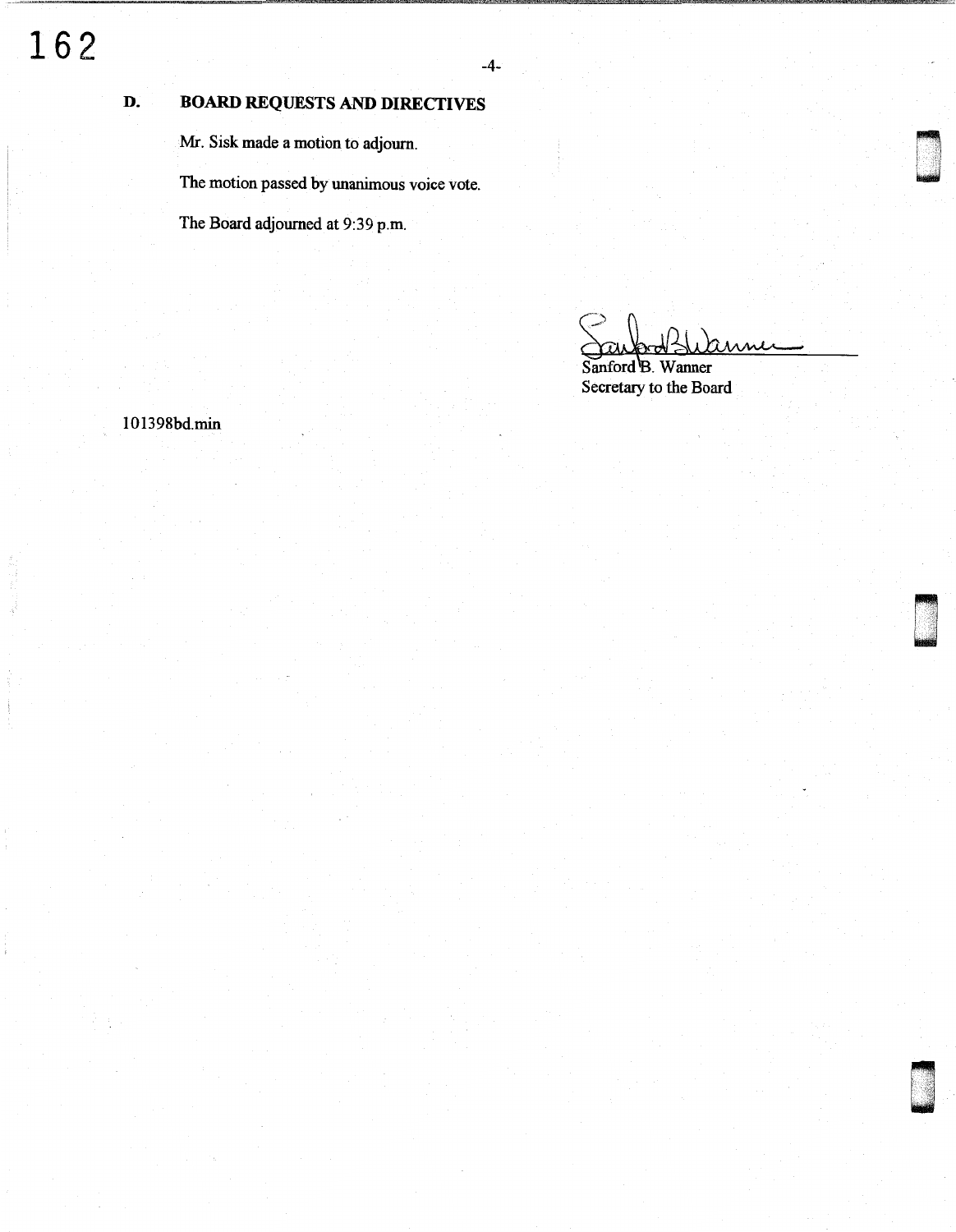## D. BOARD REQUESTS AND DIRECTIVES

Mr. Sisk made a motion to adjourn.

The motion passed by unanimous voice vote.

The Board adjourned at 9:39 p.m.

Sanford B. Wanner
Secretary to the Board

101398bd.min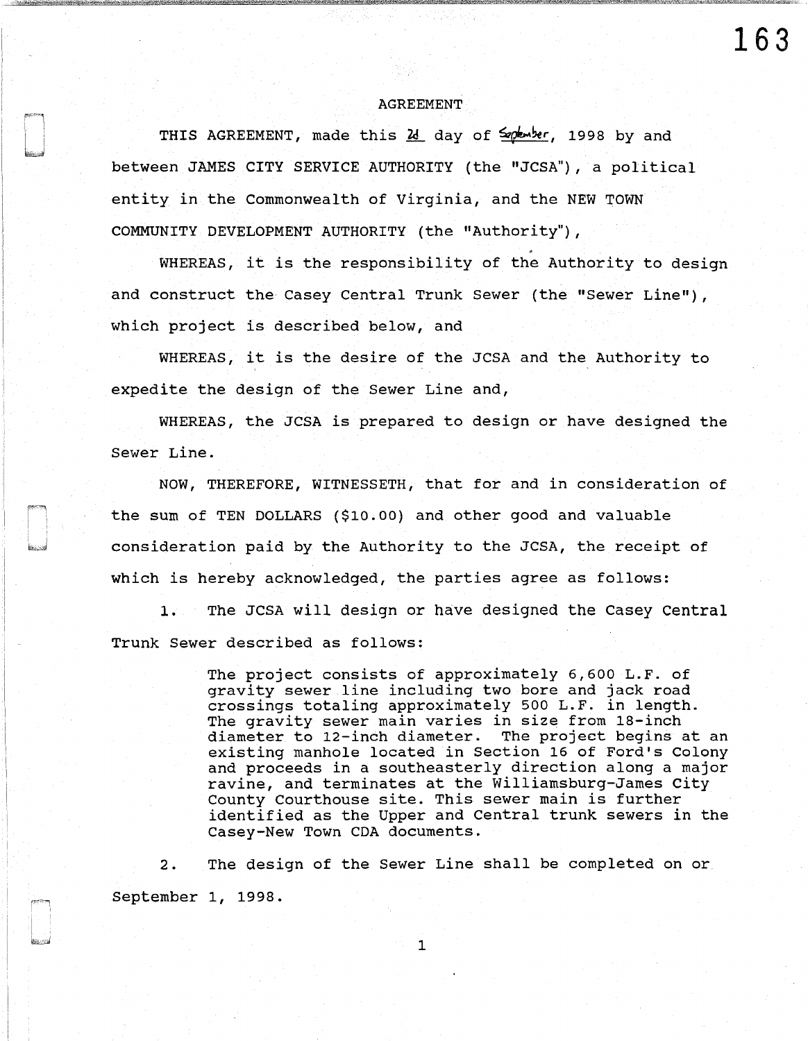# AGREEMENT

THIS AGREEMENT, made this 2d day of September, 1998 by and between JAMES CITY SERVICE AUTHORITY (the "JCSA"), a political entity in the Commonwealth of Virginia, and the NEW TOWN COMMUNITY DEVELOPMENT AUTHORITY (the "Authority"),

WHEREAS, it is the responsibility of the Authority to design and construct the Casey Central Trunk Sewer (the "Sewer Line"), which project is described below, and

WHEREAS, it is the desire of the JCSA and the Authority to expedite the design of the Sewer Line and,

WHEREAS, the JCSA is prepared to design or have designed the Sewer Line.

NOW, THEREFORE, WITNESSETH, that for and in consideration of the sum of TEN DOLLARS ($10.00) and other good and valuable consideration paid by the Authority to the JCSA, the receipt of which is hereby acknowledged, the parties agree as follows:

1. The JCSA will design or have designed the Casey Central Trunk Sewer described as follows:

> The project consists of approximately 6,600 L.F. of gravity sewer line including two bore and jack road crossings totaling approximately 500 L.F. in length. The gravity sewer main varies in size from 18-inch diameter to 12-inch diameter. The project begins at an existing manhole located in Section 16 of Ford's Colony and proceeds in a southeasterly direction along a major ravine, and terminates at the Williamsburg-James City County Courthouse site. This sewer main is further identified as the Upper and Central trunk sewers in the Casey-New Town CDA documents.

2. The design of the Sewer Line shall be completed on or September 1, 1998.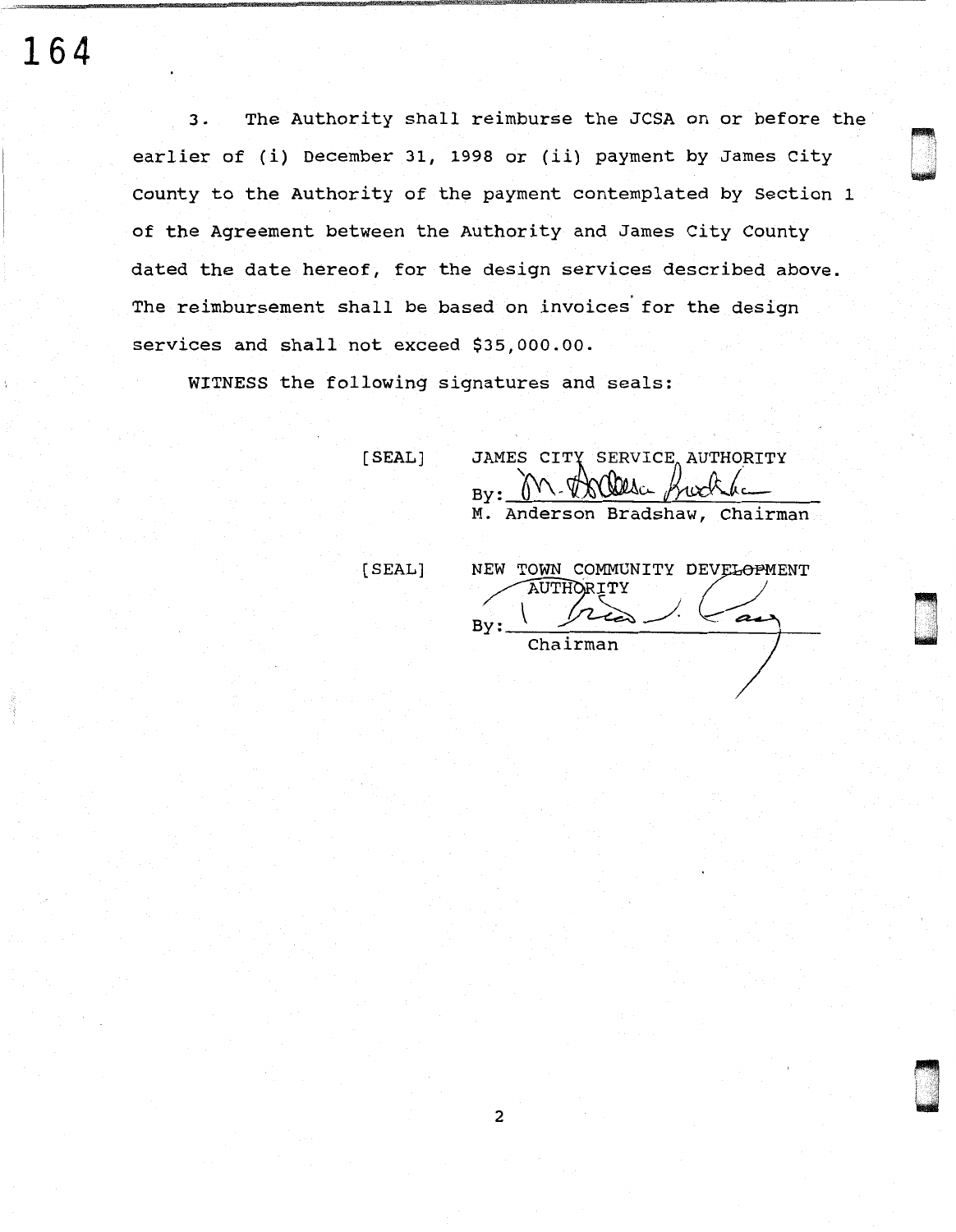3. The Authority shall reimburse the JCSA on or before the earlier of (i) December 31, 1998 or (ii) payment by James City County to the Authority of the payment contemplated by Section 1 of the Agreement between the Authority and James City County dated the date hereof, for the design services described above. The reimbursement shall be based on invoices for the design services and shall not exceed $35,000.00.

WITNESS the following signatures and seals:

[SEAL] JAMES CITY SERVICE AUTHORITY

By: ______________________

M. Anderson Bradshaw, Chairman

[SEAL] NEW TOWN COMMUNITY DEVELOPMENT AUTHORITY

By: ______________________

Chairman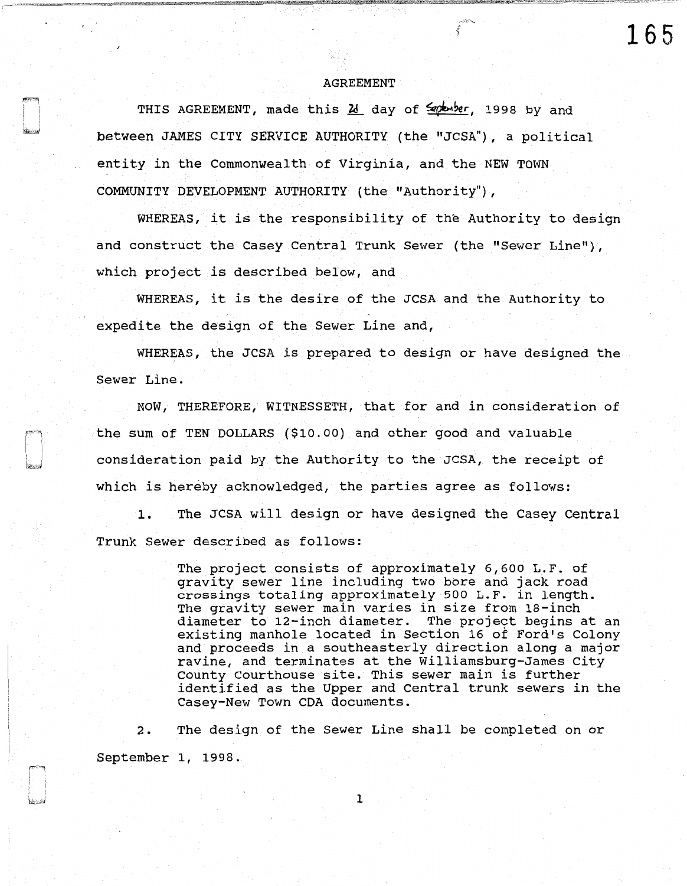# AGREEMENT

THIS AGREEMENT, made this 2d day of September, 1998 by and between JAMES CITY SERVICE AUTHORITY (the "JCSA"), a political entity in the Commonwealth of Virginia, and the NEW TOWN COMMUNITY DEVELOPMENT AUTHORITY (the "Authority"),

WHEREAS, it is the responsibility of the Authority to design and construct the Casey Central Trunk Sewer (the "Sewer Line"), which project is described below, and

WHEREAS, it is the desire of the JCSA and the Authority to expedite the design of the Sewer Line and,

WHEREAS, the JCSA is prepared to design or have designed the Sewer Line.

NOW, THEREFORE, WITNESSETH, that for and in consideration of the sum of TEN DOLLARS ($10.00) and other good and valuable consideration paid by the Authority to the JCSA, the receipt of which is hereby acknowledged, the parties agree as follows:

1. The JCSA will design or have designed the Casey Central Trunk Sewer described as follows:

> The project consists of approximately 6,600 L.F. of gravity sewer line including two bore and jack road crossings totaling approximately 500 L.F. in length. The gravity sewer main varies in size from 18-inch diameter to 12-inch diameter. The project begins at an existing manhole located in Section 16 of Ford's Colony and proceeds in a southeasterly direction along a major ravine, and terminates at the Williamsburg-James City County Courthouse site. This sewer main is further identified as the Upper and Central trunk sewers in the Casey-New Town CDA documents.

2. The design of the Sewer Line shall be completed on or September 1, 1998.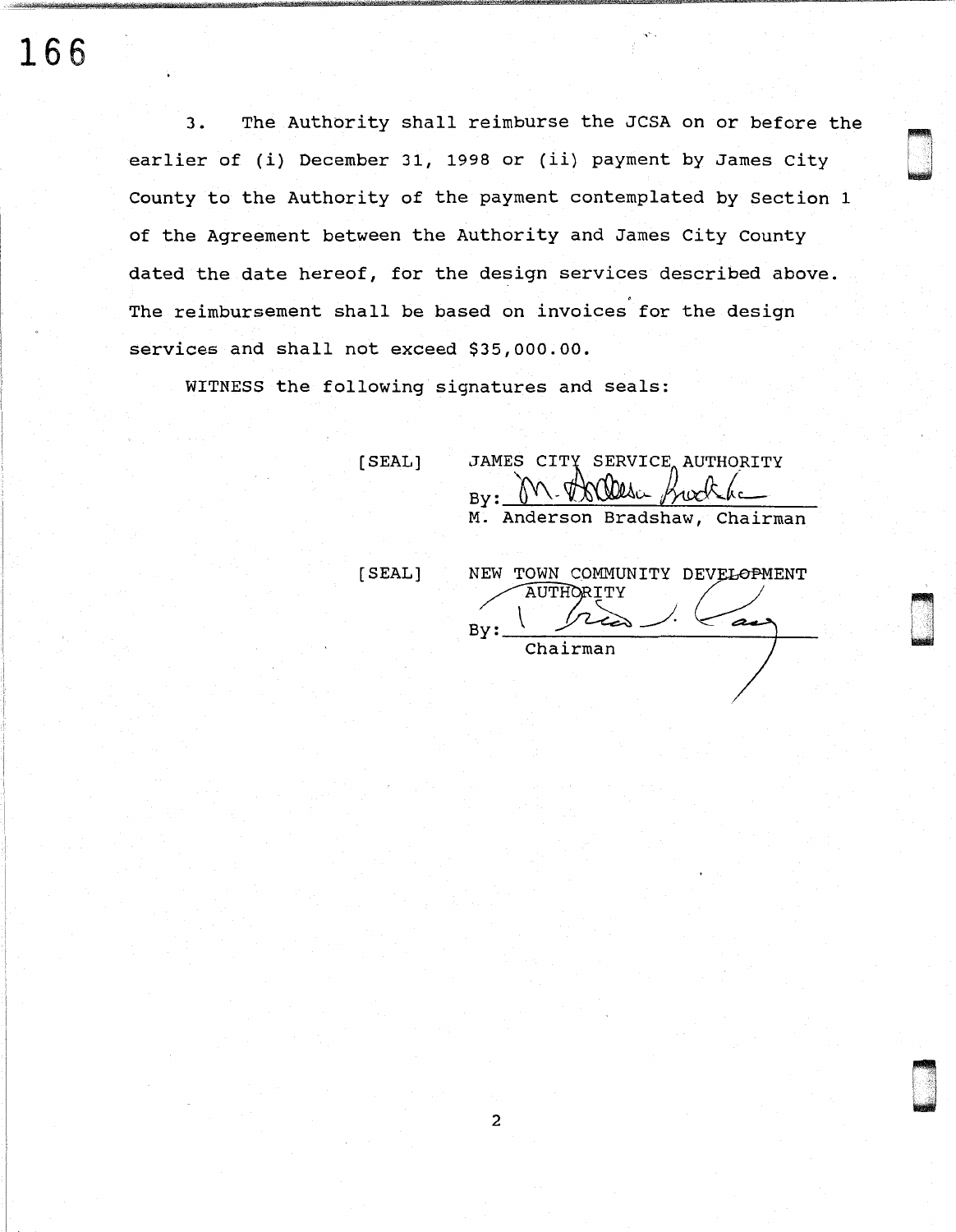3. The Authority shall reimburse the JCSA on or before the earlier of (i) December 31, 1998 or (ii) payment by James City County to the Authority of the payment contemplated by Section 1 of the Agreement between the Authority and James City County dated the date hereof, for the design services described above. The reimbursement shall be based on invoices for the design services and shall not exceed $35,000.00.

WITNESS the following signatures and seals:

[SEAL]

JAMES CITY SERVICE AUTHORITY

By: ______________________________

M. Anderson Bradshaw, Chairman

[SEAL]

NEW TOWN COMMUNITY DEVELOPMENT AUTHORITY

By: ______________________________

Chairman